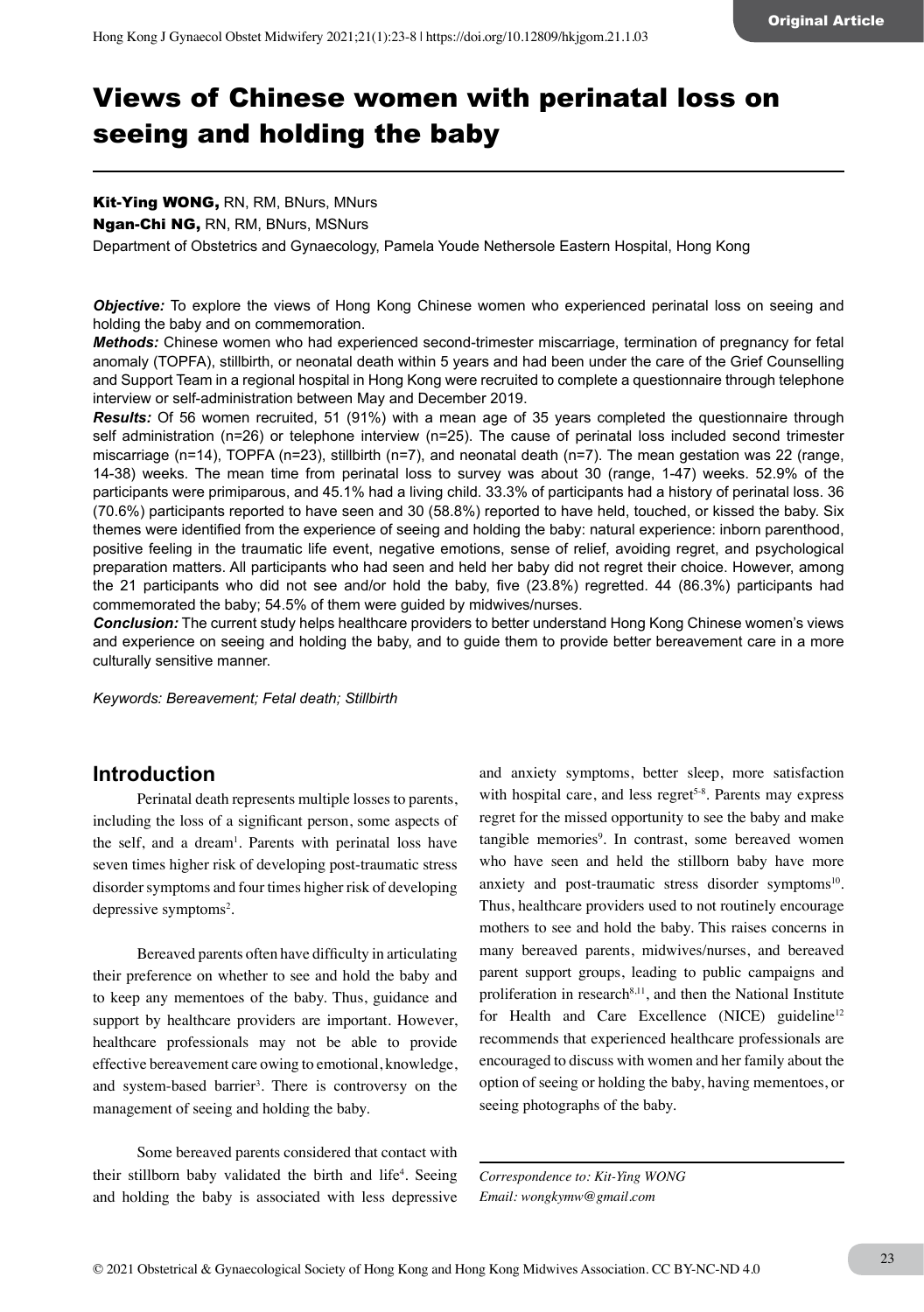# Views of Chinese women with perinatal loss on seeing and holding the baby

**Kit-Ying WONG,** RN, RM, BNurs, MNurs

**Ngan-Chi NG,** RN, RM, BNurs, MSNurs

Department of Obstetrics and Gynaecology, Pamela Youde Nethersole Eastern Hospital, Hong Kong

***Objective:*** To explore the views of Hong Kong Chinese women who experienced perinatal loss on seeing and holding the baby and on commemoration.

***Methods:*** Chinese women who had experienced second-trimester miscarriage, termination of pregnancy for fetal anomaly (TOPFA), stillbirth, or neonatal death within 5 years and had been under the care of the Grief Counselling and Support Team in a regional hospital in Hong Kong were recruited to complete a questionnaire through telephone interview or self-administration between May and December 2019.

***Results:*** Of 56 women recruited, 51 (91%) with a mean age of 35 years completed the questionnaire through self administration (n=26) or telephone interview (n=25). The cause of perinatal loss included second trimester miscarriage (n=14), TOPFA (n=23), stillbirth (n=7), and neonatal death (n=7). The mean gestation was 22 (range, 14-38) weeks. The mean time from perinatal loss to survey was about 30 (range, 1-47) weeks. 52.9% of the participants were primiparous, and 45.1% had a living child. 33.3% of participants had a history of perinatal loss. 36 (70.6%) participants reported to have seen and 30 (58.8%) reported to have held, touched, or kissed the baby. Six themes were identified from the experience of seeing and holding the baby: natural experience: inborn parenthood, positive feeling in the traumatic life event, negative emotions, sense of relief, avoiding regret, and psychological preparation matters. All participants who had seen and held her baby did not regret their choice. However, among the 21 participants who did not see and/or hold the baby, five (23.8%) regretted. 44 (86.3%) participants had commemorated the baby; 54.5% of them were guided by midwives/nurses.

***Conclusion:*** The current study helps healthcare providers to better understand Hong Kong Chinese women's views and experience on seeing and holding the baby, and to guide them to provide better bereavement care in a more culturally sensitive manner.

*Keywords: Bereavement; Fetal death; Stillbirth*

## Introduction

Perinatal death represents multiple losses to parents, including the loss of a significant person, some aspects of the self, and a dream[1]. Parents with perinatal loss have seven times higher risk of developing post-traumatic stress disorder symptoms and four times higher risk of developing depressive symptoms[2].

Bereaved parents often have difficulty in articulating their preference on whether to see and hold the baby and to keep any mementoes of the baby. Thus, guidance and support by healthcare providers are important. However, healthcare professionals may not be able to provide effective bereavement care owing to emotional, knowledge, and system-based barrier[3]. There is controversy on the management of seeing and holding the baby.

Some bereaved parents considered that contact with their stillborn baby validated the birth and life[4]. Seeing and holding the baby is associated with less depressive and anxiety symptoms, better sleep, more satisfaction with hospital care, and less regret[5-8]. Parents may express regret for the missed opportunity to see the baby and make tangible memories[9]. In contrast, some bereaved women who have seen and held the stillborn baby have more anxiety and post-traumatic stress disorder symptoms[10]. Thus, healthcare providers used to not routinely encourage mothers to see and hold the baby. This raises concerns in many bereaved parents, midwives/nurses, and bereaved parent support groups, leading to public campaigns and proliferation in research[8,11], and then the National Institute for Health and Care Excellence (NICE) guideline[12] recommends that experienced healthcare professionals are encouraged to discuss with women and her family about the option of seeing or holding the baby, having mementoes, or seeing photographs of the baby.

*Correspondence to: Kit-Ying WONG*
*Email: wongkymw@gmail.com*

© 2021 Obstetrical & Gynaecological Society of Hong Kong and Hong Kong Midwives Association. CC BY-NC-ND 4.0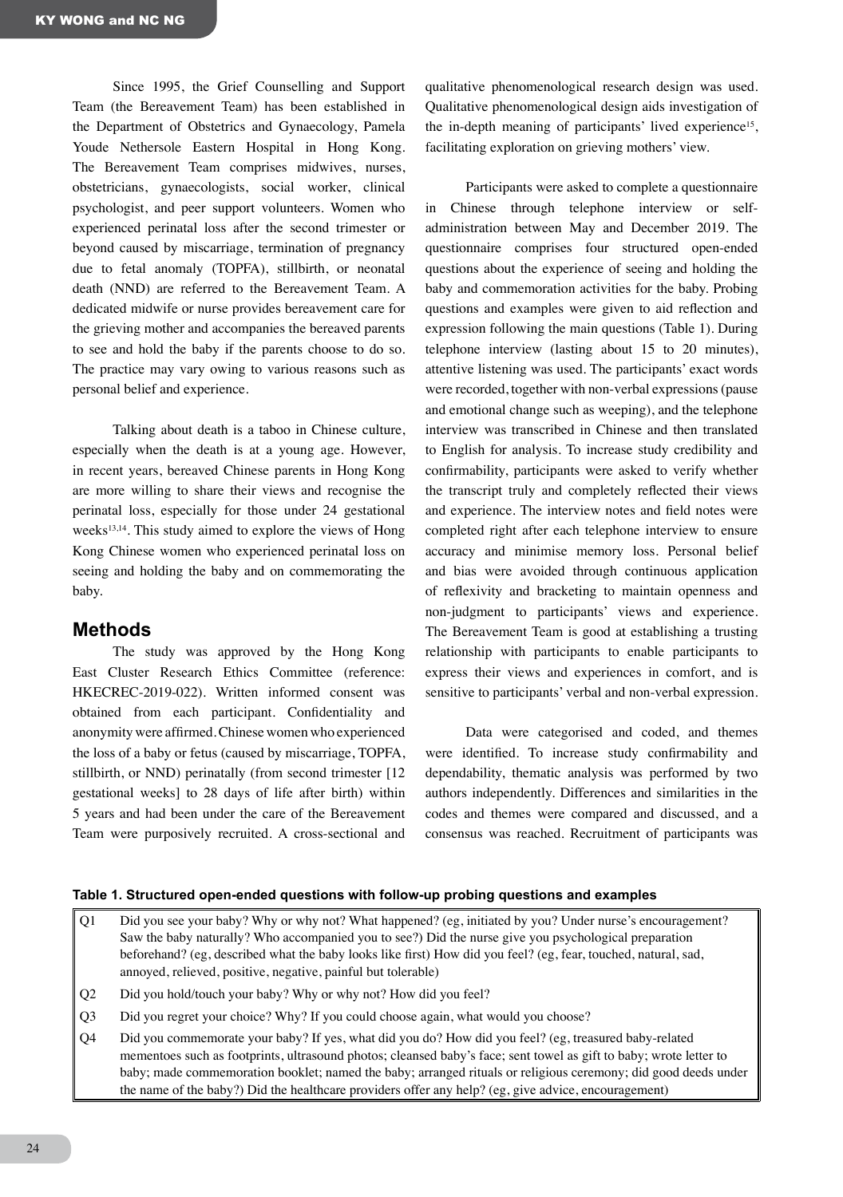Since 1995, the Grief Counselling and Support Team (the Bereavement Team) has been established in the Department of Obstetrics and Gynaecology, Pamela Youde Nethersole Eastern Hospital in Hong Kong. The Bereavement Team comprises midwives, nurses, obstetricians, gynaecologists, social worker, clinical psychologist, and peer support volunteers. Women who experienced perinatal loss after the second trimester or beyond caused by miscarriage, termination of pregnancy due to fetal anomaly (TOPFA), stillbirth, or neonatal death (NND) are referred to the Bereavement Team. A dedicated midwife or nurse provides bereavement care for the grieving mother and accompanies the bereaved parents to see and hold the baby if the parents choose to do so. The practice may vary owing to various reasons such as personal belief and experience.

Talking about death is a taboo in Chinese culture, especially when the death is at a young age. However, in recent years, bereaved Chinese parents in Hong Kong are more willing to share their views and recognise the perinatal loss, especially for those under 24 gestational weeks[13,14]. This study aimed to explore the views of Hong Kong Chinese women who experienced perinatal loss on seeing and holding the baby and on commemorating the baby.

## Methods

The study was approved by the Hong Kong East Cluster Research Ethics Committee (reference: HKECREC-2019-022). Written informed consent was obtained from each participant. Confidentiality and anonymity were affirmed. Chinese women who experienced the loss of a baby or fetus (caused by miscarriage, TOPFA, stillbirth, or NND) perinatally (from second trimester [12 gestational weeks] to 28 days of life after birth) within 5 years and had been under the care of the Bereavement Team were purposively recruited. A cross-sectional and qualitative phenomenological research design was used. Qualitative phenomenological design aids investigation of the in-depth meaning of participants' lived experience[15], facilitating exploration on grieving mothers' view.

Participants were asked to complete a questionnaire in Chinese through telephone interview or self-administration between May and December 2019. The questionnaire comprises four structured open-ended questions about the experience of seeing and holding the baby and commemoration activities for the baby. Probing questions and examples were given to aid reflection and expression following the main questions (Table 1). During telephone interview (lasting about 15 to 20 minutes), attentive listening was used. The participants' exact words were recorded, together with non-verbal expressions (pause and emotional change such as weeping), and the telephone interview was transcribed in Chinese and then translated to English for analysis. To increase study credibility and confirmability, participants were asked to verify whether the transcript truly and completely reflected their views and experience. The interview notes and field notes were completed right after each telephone interview to ensure accuracy and minimise memory loss. Personal belief and bias were avoided through continuous application of reflexivity and bracketing to maintain openness and non-judgment to participants' views and experience. The Bereavement Team is good at establishing a trusting relationship with participants to enable participants to express their views and experiences in comfort, and is sensitive to participants' verbal and non-verbal expression.

Data were categorised and coded, and themes were identified. To increase study confirmability and dependability, thematic analysis was performed by two authors independently. Differences and similarities in the codes and themes were compared and discussed, and a consensus was reached. Recruitment of participants was

**Table 1. Structured open-ended questions with follow-up probing questions and examples**

| | |
|---|---|
| Q1 | Did you see your baby? Why or why not? What happened? (eg, initiated by you? Under nurse's encouragement? Saw the baby naturally? Who accompanied you to see?) Did the nurse give you psychological preparation beforehand? (eg, described what the baby looks like first) How did you feel? (eg, fear, touched, natural, sad, annoyed, relieved, positive, negative, painful but tolerable) |
| Q2 | Did you hold/touch your baby? Why or why not? How did you feel? |
| Q3 | Did you regret your choice? Why? If you could choose again, what would you choose? |
| Q4 | Did you commemorate your baby? If yes, what did you do? How did you feel? (eg, treasured baby-related mementoes such as footprints, ultrasound photos; cleansed baby's face; sent towel as gift to baby; wrote letter to baby; made commemoration booklet; named the baby; arranged rituals or religious ceremony; did good deeds under the name of the baby?) Did the healthcare providers offer any help? (eg, give advice, encouragement) |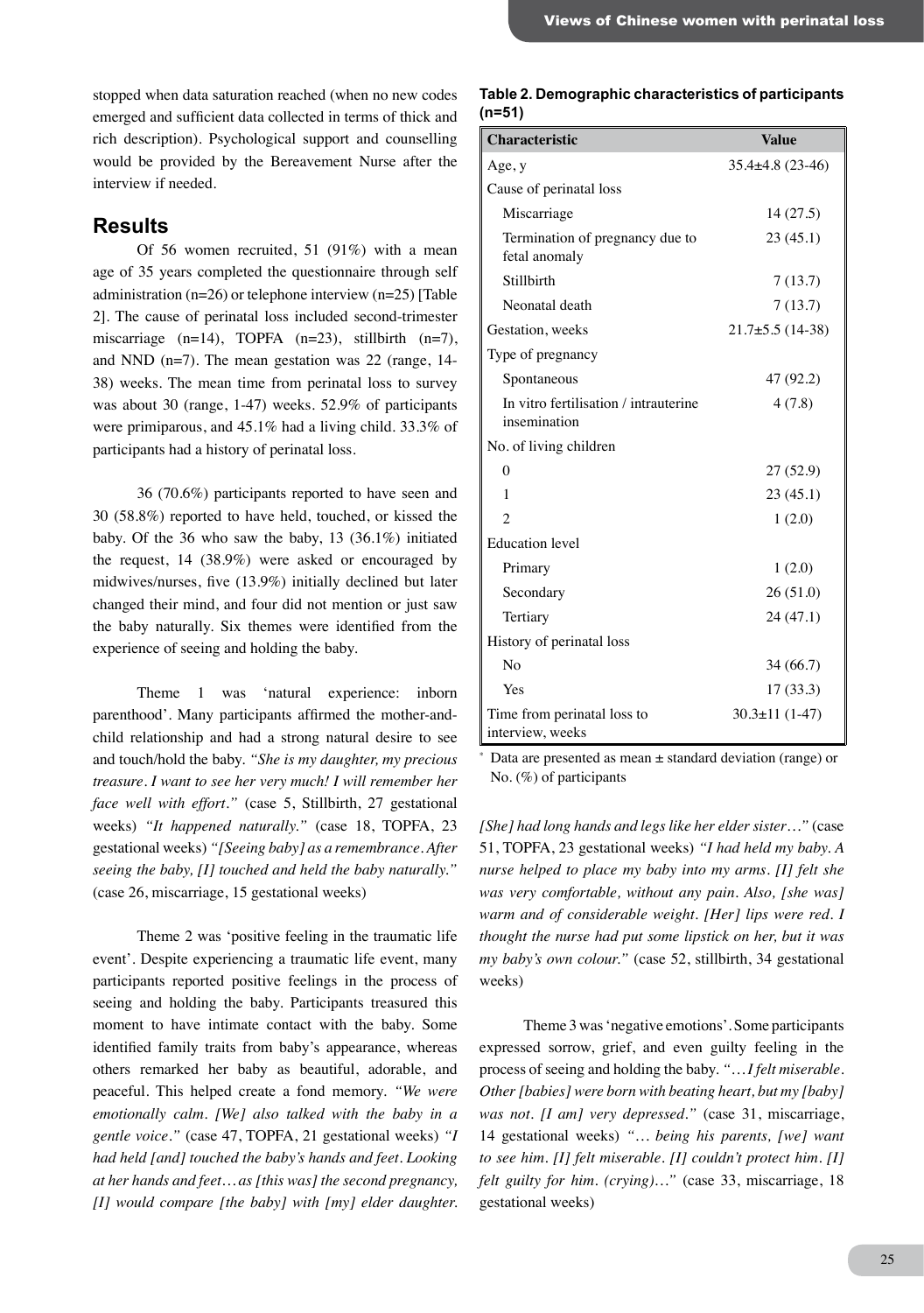stopped when data saturation reached (when no new codes emerged and sufficient data collected in terms of thick and rich description). Psychological support and counselling would be provided by the Bereavement Nurse after the interview if needed.

## Results

Of 56 women recruited, 51 (91%) with a mean age of 35 years completed the questionnaire through self administration (n=26) or telephone interview (n=25) [Table 2]. The cause of perinatal loss included second-trimester miscarriage (n=14), TOPFA (n=23), stillbirth (n=7), and NND (n=7). The mean gestation was 22 (range, 14-38) weeks. The mean time from perinatal loss to survey was about 30 (range, 1-47) weeks. 52.9% of participants were primiparous, and 45.1% had a living child. 33.3% of participants had a history of perinatal loss.

36 (70.6%) participants reported to have seen and 30 (58.8%) reported to have held, touched, or kissed the baby. Of the 36 who saw the baby, 13 (36.1%) initiated the request, 14 (38.9%) were asked or encouraged by midwives/nurses, five (13.9%) initially declined but later changed their mind, and four did not mention or just saw the baby naturally. Six themes were identified from the experience of seeing and holding the baby.

Theme 1 was 'natural experience: inborn parenthood'. Many participants affirmed the mother-and-child relationship and had a strong natural desire to see and touch/hold the baby. *"She is my daughter, my precious treasure. I want to see her very much! I will remember her face well with effort."* (case 5, Stillbirth, 27 gestational weeks) *"It happened naturally."* (case 18, TOPFA, 23 gestational weeks) *"[Seeing baby] as a remembrance. After seeing the baby, [I] touched and held the baby naturally."* (case 26, miscarriage, 15 gestational weeks)

Theme 2 was 'positive feeling in the traumatic life event'. Despite experiencing a traumatic life event, many participants reported positive feelings in the process of seeing and holding the baby. Participants treasured this moment to have intimate contact with the baby. Some identified family traits from baby's appearance, whereas others remarked her baby as beautiful, adorable, and peaceful. This helped create a fond memory. *"We were emotionally calm. [We] also talked with the baby in a gentle voice."* (case 47, TOPFA, 21 gestational weeks) *"I had held [and] touched the baby's hands and feet. Looking at her hands and feet… as [this was] the second pregnancy, [I] would compare [the baby] with [my] elder daughter. [She] had long hands and legs like her elder sister…"* (case 51, TOPFA, 23 gestational weeks) *"I had held my baby. A nurse helped to place my baby into my arms. [I] felt she was very comfortable, without any pain. Also, [she was] warm and of considerable weight. [Her] lips were red. I thought the nurse had put some lipstick on her, but it was my baby's own colour."* (case 52, stillbirth, 34 gestational weeks)

Theme 3 was 'negative emotions'. Some participants expressed sorrow, grief, and even guilty feeling in the process of seeing and holding the baby. *"… I felt miserable. Other [babies] were born with beating heart, but my [baby] was not. [I am] very depressed."* (case 31, miscarriage, 14 gestational weeks) *"… being his parents, [we] want to see him. [I] felt miserable. [I] couldn't protect him. [I] felt guilty for him. (crying)…"* (case 33, miscarriage, 18 gestational weeks)

**Table 2. Demographic characteristics of participants (n=51)**

| Characteristic | Value |
|---|---|
| Age, y | 35.4±4.8 (23-46) |
| Cause of perinatal loss | |
| Miscarriage | 14 (27.5) |
| Termination of pregnancy due to fetal anomaly | 23 (45.1) |
| Stillbirth | 7 (13.7) |
| Neonatal death | 7 (13.7) |
| Gestation, weeks | 21.7±5.5 (14-38) |
| Type of pregnancy | |
| Spontaneous | 47 (92.2) |
| In vitro fertilisation / intrauterine insemination | 4 (7.8) |
| No. of living children | |
| 0 | 27 (52.9) |
| 1 | 23 (45.1) |
| 2 | 1 (2.0) |
| Education level | |
| Primary | 1 (2.0) |
| Secondary | 26 (51.0) |
| Tertiary | 24 (47.1) |
| History of perinatal loss | |
| No | 34 (66.7) |
| Yes | 17 (33.3) |
| Time from perinatal loss to interview, weeks | 30.3±11 (1-47) |

\* Data are presented as mean ± standard deviation (range) or No. (%) of participants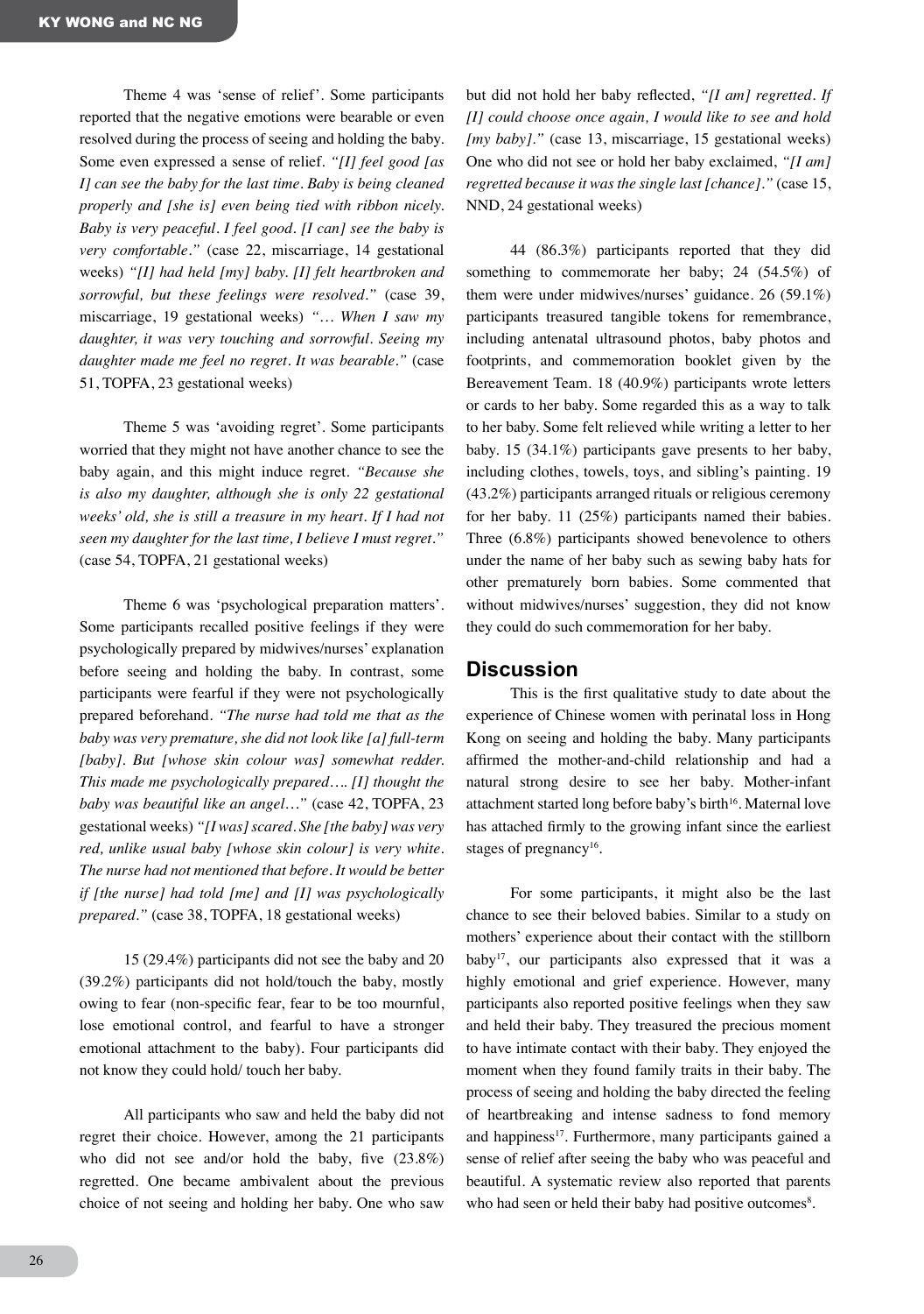Theme 4 was 'sense of relief'. Some participants reported that the negative emotions were bearable or even resolved during the process of seeing and holding the baby. Some even expressed a sense of relief. *"[I] feel good [as I] can see the baby for the last time. Baby is being cleaned properly and [she is] even being tied with ribbon nicely. Baby is very peaceful. I feel good. [I can] see the baby is very comfortable."* (case 22, miscarriage, 14 gestational weeks) *"[I] had held [my] baby. [I] felt heartbroken and sorrowful, but these feelings were resolved."* (case 39, miscarriage, 19 gestational weeks) *"… When I saw my daughter, it was very touching and sorrowful. Seeing my daughter made me feel no regret. It was bearable."* (case 51, TOPFA, 23 gestational weeks)

Theme 5 was 'avoiding regret'. Some participants worried that they might not have another chance to see the baby again, and this might induce regret. *"Because she is also my daughter, although she is only 22 gestational weeks' old, she is still a treasure in my heart. If I had not seen my daughter for the last time, I believe I must regret."* (case 54, TOPFA, 21 gestational weeks)

Theme 6 was 'psychological preparation matters'. Some participants recalled positive feelings if they were psychologically prepared by midwives/nurses' explanation before seeing and holding the baby. In contrast, some participants were fearful if they were not psychologically prepared beforehand. *"The nurse had told me that as the baby was very premature, she did not look like [a] full-term [baby]. But [whose skin colour was] somewhat redder. This made me psychologically prepared…. [I] thought the baby was beautiful like an angel…"* (case 42, TOPFA, 23 gestational weeks) *"[I was] scared. She [the baby] was very red, unlike usual baby [whose skin colour] is very white. The nurse had not mentioned that before. It would be better if [the nurse] had told [me] and [I] was psychologically prepared."* (case 38, TOPFA, 18 gestational weeks)

15 (29.4%) participants did not see the baby and 20 (39.2%) participants did not hold/touch the baby, mostly owing to fear (non-specific fear, fear to be too mournful, lose emotional control, and fearful to have a stronger emotional attachment to the baby). Four participants did not know they could hold/ touch her baby.

All participants who saw and held the baby did not regret their choice. However, among the 21 participants who did not see and/or hold the baby, five (23.8%) regretted. One became ambivalent about the previous choice of not seeing and holding her baby. One who saw but did not hold her baby reflected, *"[I am] regretted. If [I] could choose once again, I would like to see and hold [my baby]."* (case 13, miscarriage, 15 gestational weeks) One who did not see or hold her baby exclaimed, *"[I am] regretted because it was the single last [chance]."* (case 15, NND, 24 gestational weeks)

44 (86.3%) participants reported that they did something to commemorate her baby; 24 (54.5%) of them were under midwives/nurses' guidance. 26 (59.1%) participants treasured tangible tokens for remembrance, including antenatal ultrasound photos, baby photos and footprints, and commemoration booklet given by the Bereavement Team. 18 (40.9%) participants wrote letters or cards to her baby. Some regarded this as a way to talk to her baby. Some felt relieved while writing a letter to her baby. 15 (34.1%) participants gave presents to her baby, including clothes, towels, toys, and sibling's painting. 19 (43.2%) participants arranged rituals or religious ceremony for her baby. 11 (25%) participants named their babies. Three (6.8%) participants showed benevolence to others under the name of her baby such as sewing baby hats for other prematurely born babies. Some commented that without midwives/nurses' suggestion, they did not know they could do such commemoration for her baby.

## Discussion

This is the first qualitative study to date about the experience of Chinese women with perinatal loss in Hong Kong on seeing and holding the baby. Many participants affirmed the mother-and-child relationship and had a natural strong desire to see her baby. Mother-infant attachment started long before baby's birth[16]. Maternal love has attached firmly to the growing infant since the earliest stages of pregnancy[16].

For some participants, it might also be the last chance to see their beloved babies. Similar to a study on mothers' experience about their contact with the stillborn baby[17], our participants also expressed that it was a highly emotional and grief experience. However, many participants also reported positive feelings when they saw and held their baby. They treasured the precious moment to have intimate contact with their baby. They enjoyed the moment when they found family traits in their baby. The process of seeing and holding the baby directed the feeling of heartbreaking and intense sadness to fond memory and happiness[17]. Furthermore, many participants gained a sense of relief after seeing the baby who was peaceful and beautiful. A systematic review also reported that parents who had seen or held their baby had positive outcomes[8].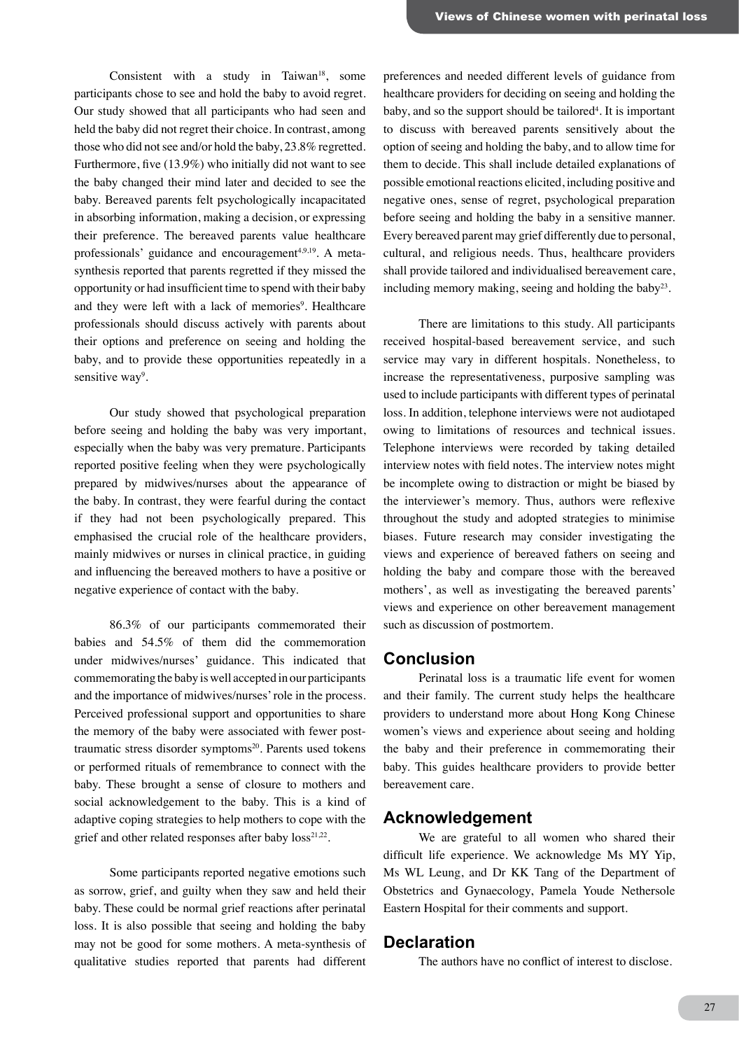Consistent with a study in Taiwan[18], some participants chose to see and hold the baby to avoid regret. Our study showed that all participants who had seen and held the baby did not regret their choice. In contrast, among those who did not see and/or hold the baby, 23.8% regretted. Furthermore, five (13.9%) who initially did not want to see the baby changed their mind later and decided to see the baby. Bereaved parents felt psychologically incapacitated in absorbing information, making a decision, or expressing their preference. The bereaved parents value healthcare professionals' guidance and encouragement[4,9,19]. A meta-synthesis reported that parents regretted if they missed the opportunity or had insufficient time to spend with their baby and they were left with a lack of memories[9]. Healthcare professionals should discuss actively with parents about their options and preference on seeing and holding the baby, and to provide these opportunities repeatedly in a sensitive way[9].

Our study showed that psychological preparation before seeing and holding the baby was very important, especially when the baby was very premature. Participants reported positive feeling when they were psychologically prepared by midwives/nurses about the appearance of the baby. In contrast, they were fearful during the contact if they had not been psychologically prepared. This emphasised the crucial role of the healthcare providers, mainly midwives or nurses in clinical practice, in guiding and influencing the bereaved mothers to have a positive or negative experience of contact with the baby.

86.3% of our participants commemorated their babies and 54.5% of them did the commemoration under midwives/nurses' guidance. This indicated that commemorating the baby is well accepted in our participants and the importance of midwives/nurses' role in the process. Perceived professional support and opportunities to share the memory of the baby were associated with fewer post-traumatic stress disorder symptoms[20]. Parents used tokens or performed rituals of remembrance to connect with the baby. These brought a sense of closure to mothers and social acknowledgement to the baby. This is a kind of adaptive coping strategies to help mothers to cope with the grief and other related responses after baby loss[21,22].

Some participants reported negative emotions such as sorrow, grief, and guilty when they saw and held their baby. These could be normal grief reactions after perinatal loss. It is also possible that seeing and holding the baby may not be good for some mothers. A meta-synthesis of qualitative studies reported that parents had different preferences and needed different levels of guidance from healthcare providers for deciding on seeing and holding the baby, and so the support should be tailored[4]. It is important to discuss with bereaved parents sensitively about the option of seeing and holding the baby, and to allow time for them to decide. This shall include detailed explanations of possible emotional reactions elicited, including positive and negative ones, sense of regret, psychological preparation before seeing and holding the baby in a sensitive manner. Every bereaved parent may grief differently due to personal, cultural, and religious needs. Thus, healthcare providers shall provide tailored and individualised bereavement care, including memory making, seeing and holding the baby[23].

There are limitations to this study. All participants received hospital-based bereavement service, and such service may vary in different hospitals. Nonetheless, to increase the representativeness, purposive sampling was used to include participants with different types of perinatal loss. In addition, telephone interviews were not audiotaped owing to limitations of resources and technical issues. Telephone interviews were recorded by taking detailed interview notes with field notes. The interview notes might be incomplete owing to distraction or might be biased by the interviewer's memory. Thus, authors were reflexive throughout the study and adopted strategies to minimise biases. Future research may consider investigating the views and experience of bereaved fathers on seeing and holding the baby and compare those with the bereaved mothers', as well as investigating the bereaved parents' views and experience on other bereavement management such as discussion of postmortem.

## Conclusion

Perinatal loss is a traumatic life event for women and their family. The current study helps the healthcare providers to understand more about Hong Kong Chinese women's views and experience about seeing and holding the baby and their preference in commemorating their baby. This guides healthcare providers to provide better bereavement care.

## Acknowledgement

We are grateful to all women who shared their difficult life experience. We acknowledge Ms MY Yip, Ms WL Leung, and Dr KK Tang of the Department of Obstetrics and Gynaecology, Pamela Youde Nethersole Eastern Hospital for their comments and support.

## Declaration

The authors have no conflict of interest to disclose.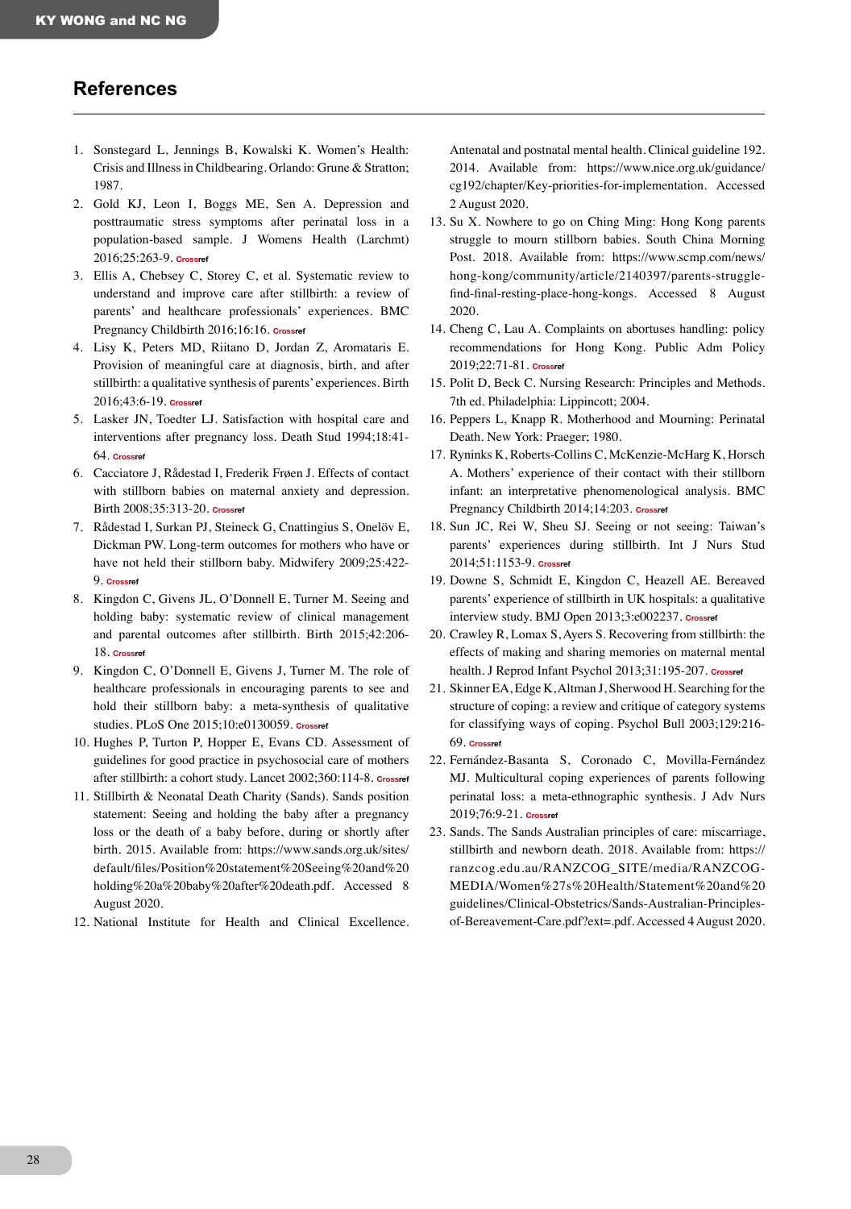## References

1. Sonstegard L, Jennings B, Kowalski K. Women's Health: Crisis and Illness in Childbearing. Orlando: Grune & Stratton; 1987.
2. Gold KJ, Leon I, Boggs ME, Sen A. Depression and posttraumatic stress symptoms after perinatal loss in a population-based sample. J Womens Health (Larchmt) 2016;25:263-9. Crossref
3. Ellis A, Chebsey C, Storey C, et al. Systematic review to understand and improve care after stillbirth: a review of parents' and healthcare professionals' experiences. BMC Pregnancy Childbirth 2016;16:16. Crossref
4. Lisy K, Peters MD, Riitano D, Jordan Z, Aromataris E. Provision of meaningful care at diagnosis, birth, and after stillbirth: a qualitative synthesis of parents' experiences. Birth 2016;43:6-19. Crossref
5. Lasker JN, Toedter LJ. Satisfaction with hospital care and interventions after pregnancy loss. Death Stud 1994;18:41-64. Crossref
6. Cacciatore J, Rådestad I, Frederik Frøen J. Effects of contact with stillborn babies on maternal anxiety and depression. Birth 2008;35:313-20. Crossref
7. Rådestad I, Surkan PJ, Steineck G, Cnattingius S, Onelöv E, Dickman PW. Long-term outcomes for mothers who have or have not held their stillborn baby. Midwifery 2009;25:422-9. Crossref
8. Kingdon C, Givens JL, O'Donnell E, Turner M. Seeing and holding baby: systematic review of clinical management and parental outcomes after stillbirth. Birth 2015;42:206-18. Crossref
9. Kingdon C, O'Donnell E, Givens J, Turner M. The role of healthcare professionals in encouraging parents to see and hold their stillborn baby: a meta-synthesis of qualitative studies. PLoS One 2015;10:e0130059. Crossref
10. Hughes P, Turton P, Hopper E, Evans CD. Assessment of guidelines for good practice in psychosocial care of mothers after stillbirth: a cohort study. Lancet 2002;360:114-8. Crossref
11. Stillbirth & Neonatal Death Charity (Sands). Sands position statement: Seeing and holding the baby after a pregnancy loss or the death of a baby before, during or shortly after birth. 2015. Available from: https://www.sands.org.uk/sites/default/files/Position%20statement%20Seeing%20and%20holding%20a%20baby%20after%20death.pdf. Accessed 8 August 2020.
12. National Institute for Health and Clinical Excellence. Antenatal and postnatal mental health. Clinical guideline 192. 2014. Available from: https://www.nice.org.uk/guidance/cg192/chapter/Key-priorities-for-implementation. Accessed 2 August 2020.
13. Su X. Nowhere to go on Ching Ming: Hong Kong parents struggle to mourn stillborn babies. South China Morning Post. 2018. Available from: https://www.scmp.com/news/hong-kong/community/article/2140397/parents-struggle-find-final-resting-place-hong-kongs. Accessed 8 August 2020.
14. Cheng C, Lau A. Complaints on abortuses handling: policy recommendations for Hong Kong. Public Adm Policy 2019;22:71-81. Crossref
15. Polit D, Beck C. Nursing Research: Principles and Methods. 7th ed. Philadelphia: Lippincott; 2004.
16. Peppers L, Knapp R. Motherhood and Mourning: Perinatal Death. New York: Praeger; 1980.
17. Ryninks K, Roberts-Collins C, McKenzie-McHarg K, Horsch A. Mothers' experience of their contact with their stillborn infant: an interpretative phenomenological analysis. BMC Pregnancy Childbirth 2014;14:203. Crossref
18. Sun JC, Rei W, Sheu SJ. Seeing or not seeing: Taiwan's parents' experiences during stillbirth. Int J Nurs Stud 2014;51:1153-9. Crossref
19. Downe S, Schmidt E, Kingdon C, Heazell AE. Bereaved parents' experience of stillbirth in UK hospitals: a qualitative interview study. BMJ Open 2013;3:e002237. Crossref
20. Crawley R, Lomax S, Ayers S. Recovering from stillbirth: the effects of making and sharing memories on maternal mental health. J Reprod Infant Psychol 2013;31:195-207. Crossref
21. Skinner EA, Edge K, Altman J, Sherwood H. Searching for the structure of coping: a review and critique of category systems for classifying ways of coping. Psychol Bull 2003;129:216-69. Crossref
22. Fernández-Basanta S, Coronado C, Movilla-Fernández MJ. Multicultural coping experiences of parents following perinatal loss: a meta-ethnographic synthesis. J Adv Nurs 2019;76:9-21. Crossref
23. Sands. The Sands Australian principles of care: miscarriage, stillbirth and newborn death. 2018. Available from: https://ranzcog.edu.au/RANZCOG_SITE/media/RANZCOG-MEDIA/Women%27s%20Health/Statement%20and%20guidelines/Clinical-Obstetrics/Sands-Australian-Principles-of-Bereavement-Care.pdf?ext=.pdf. Accessed 4 August 2020.